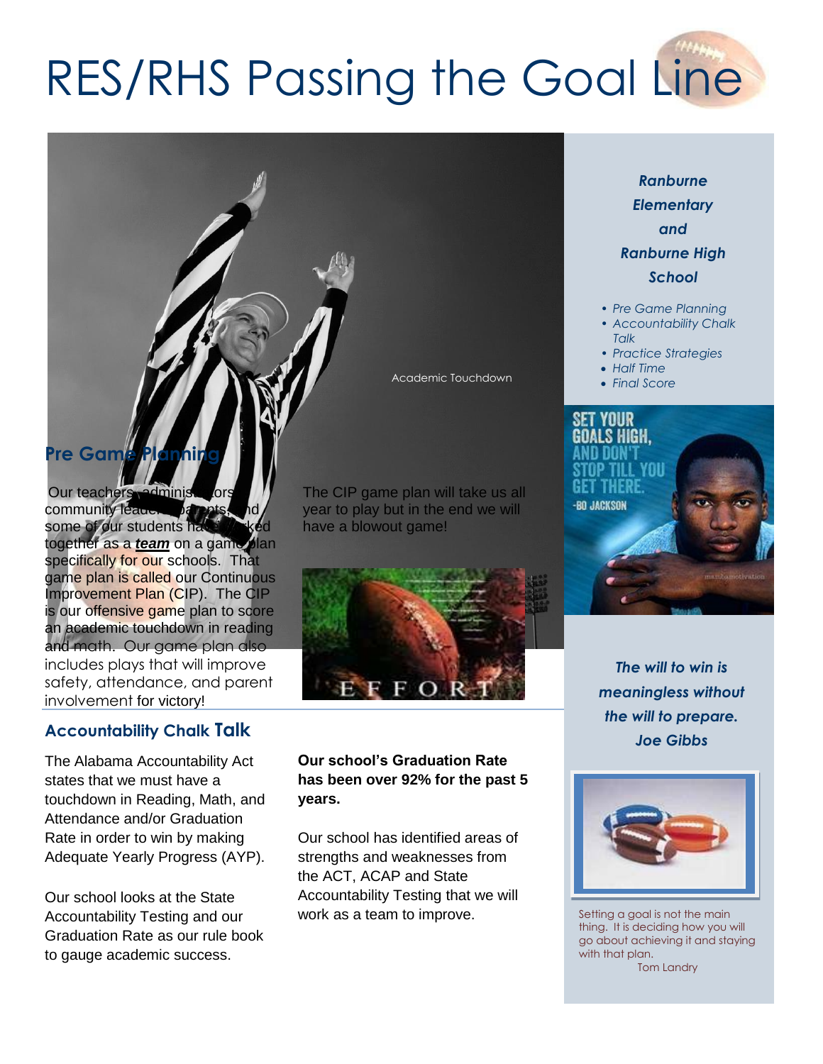# RES/RHS Passing the Goal Line

Academic Touchdown

## Pre Game Planning

Our teachers, administrators, community leaders, parents, and some of our students have worked together as a ***team*** on a game plan specifically for our schools. That game plan is called our Continuous Improvement Plan (CIP). The CIP is our offensive game plan to score an academic touchdown in reading and math. Our game plan also includes plays that will improve safety, attendance, and parent involvement for victory!

The CIP game plan will take us all year to play but in the end we will have a blowout game!

EFFORT

## Accountability Chalk Talk

The Alabama Accountability Act states that we must have a touchdown in Reading, Math, and Attendance and/or Graduation Rate in order to win by making Adequate Yearly Progress (AYP).

Our school looks at the State Accountability Testing and our Graduation Rate as our rule book to gauge academic success.

**Our school's Graduation Rate has been over 92% for the past 5 years.**

Our school has identified areas of strengths and weaknesses from the ACT, ACAP and State Accountability Testing that we will work as a team to improve.

***Ranburne Elementary and Ranburne High School***

- *Pre Game Planning*
- *Accountability Chalk Talk*
- *Practice Strategies*
- *Half Time*
- *Final Score*

SET YOUR GOALS HIGH, AND DON'T STOP TILL YOU GET THERE. -BO JACKSON

***The will to win is meaningless without the will to prepare. Joe Gibbs***

Setting a goal is not the main thing. It is deciding how you will go about achieving it and staying with that plan.
Tom Landry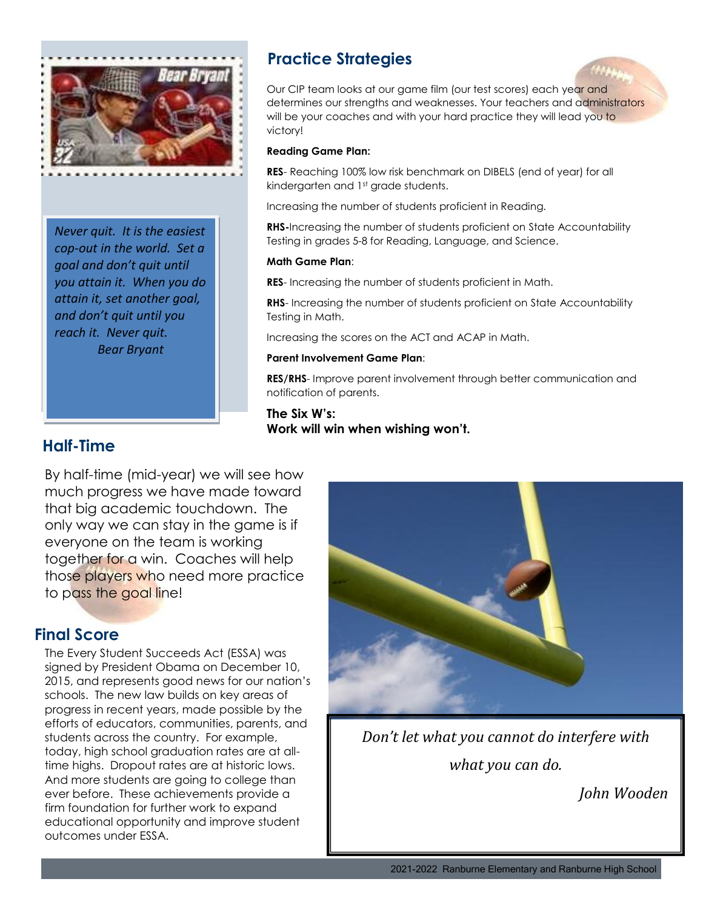*Never quit. It is the easiest cop-out in the world. Set a goal and don't quit until you attain it. When you do attain it, set another goal, and don't quit until you reach it. Never quit.*
*Bear Bryant*

## Practice Strategies

Our CIP team looks at our game film (our test scores) each year and determines our strengths and weaknesses. Your teachers and administrators will be your coaches and with your hard practice they will lead you to victory!

**Reading Game Plan:**

**RES**- Reaching 100% low risk benchmark on DIBELS (end of year) for all kindergarten and 1st grade students.

Increasing the number of students proficient in Reading.

**RHS**-Increasing the number of students proficient on State Accountability Testing in grades 5-8 for Reading, Language, and Science.

**Math Game Plan**:

**RES**- Increasing the number of students proficient in Math.

**RHS**- Increasing the number of students proficient on State Accountability Testing in Math.

Increasing the scores on the ACT and ACAP in Math.

**Parent Involvement Game Plan**:

**RES/RHS**- Improve parent involvement through better communication and notification of parents.

**The Six W's:**
**Work will win when wishing won't.**

## Half-Time

By half-time (mid-year) we will see how much progress we have made toward that big academic touchdown. The only way we can stay in the game is if everyone on the team is working together for a win. Coaches will help those players who need more practice to pass the goal line!

## Final Score

The Every Student Succeeds Act (ESSA) was signed by President Obama on December 10, 2015, and represents good news for our nation's schools. The new law builds on key areas of progress in recent years, made possible by the efforts of educators, communities, parents, and students across the country. For example, today, high school graduation rates are at all-time highs. Dropout rates are at historic lows. And more students are going to college than ever before. These achievements provide a firm foundation for further work to expand educational opportunity and improve student outcomes under ESSA.

*Don't let what you cannot do interfere with what you can do.*
*John Wooden*